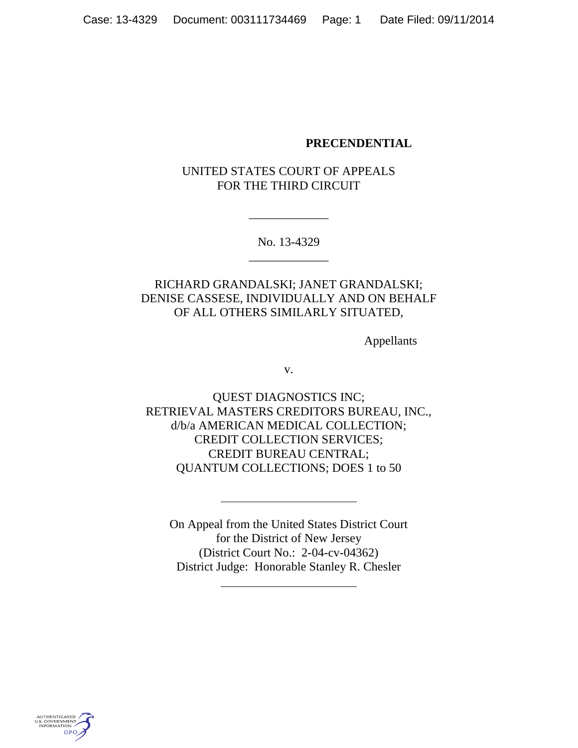**PRECENDENTIAL**

UNITED STATES COURT OF APPEALS
FOR THE THIRD CIRCUIT

---

No. 13-4329

---

RICHARD GRANDALSKI; JANET GRANDALSKI;
DENISE CASSESE, INDIVIDUALLY AND ON BEHALF
OF ALL OTHERS SIMILARLY SITUATED,

Appellants

v.

QUEST DIAGNOSTICS INC;
RETRIEVAL MASTERS CREDITORS BUREAU, INC.,
d/b/a AMERICAN MEDICAL COLLECTION;
CREDIT COLLECTION SERVICES;
CREDIT BUREAU CENTRAL;
QUANTUM COLLECTIONS; DOES 1 to 50

---

On Appeal from the United States District Court
for the District of New Jersey
(District Court No.: 2-04-cv-04362)
District Judge: Honorable Stanley R. Chesler

---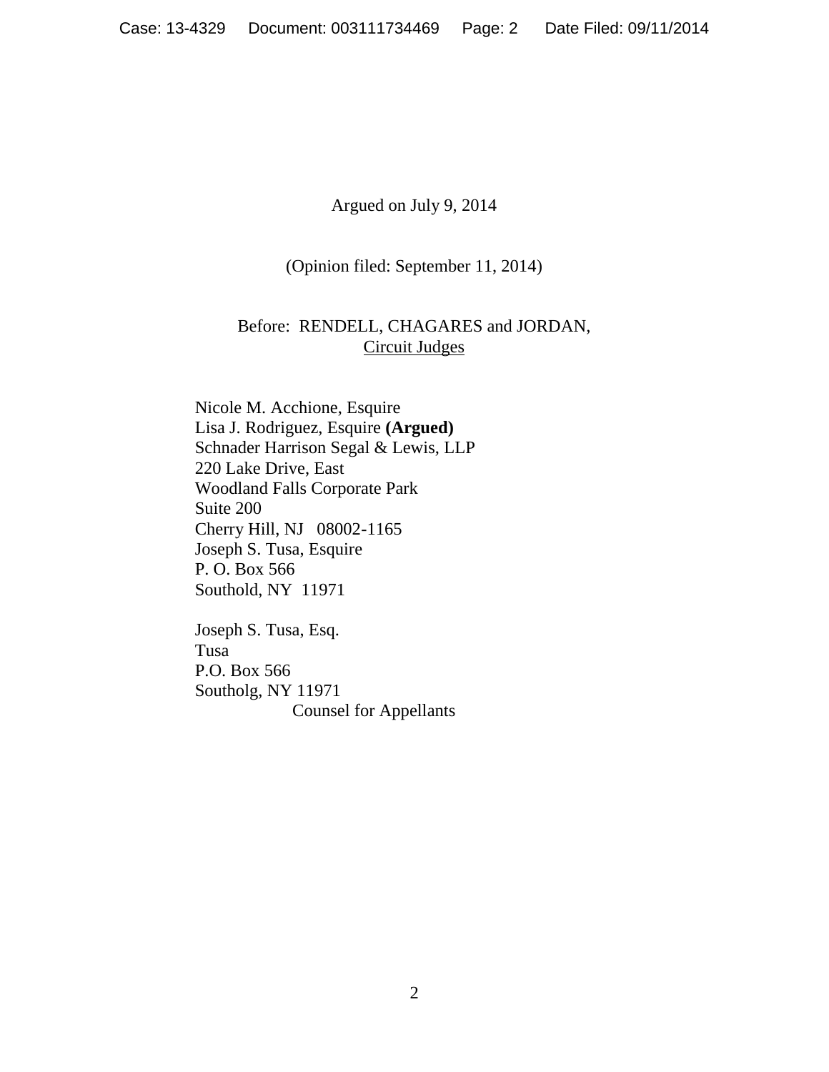Argued on July 9, 2014

(Opinion filed: September 11, 2014)

Before: RENDELL, CHAGARES and JORDAN, Circuit Judges

Nicole M. Acchione, Esquire
Lisa J. Rodriguez, Esquire **(Argued)**
Schnader Harrison Segal & Lewis, LLP
220 Lake Drive, East
Woodland Falls Corporate Park
Suite 200
Cherry Hill, NJ 08002-1165
Joseph S. Tusa, Esquire
P. O. Box 566
Southold, NY 11971

Joseph S. Tusa, Esq.
Tusa
P.O. Box 566
Southolg, NY 11971
Counsel for Appellants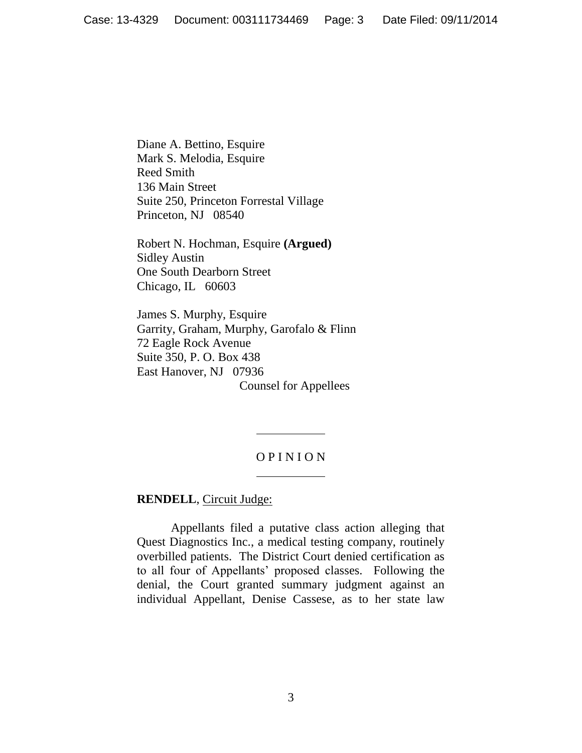Diane A. Bettino, Esquire
Mark S. Melodia, Esquire
Reed Smith
136 Main Street
Suite 250, Princeton Forrestal Village
Princeton, NJ 08540

Robert N. Hochman, Esquire **(Argued)**
Sidley Austin
One South Dearborn Street
Chicago, IL 60603

James S. Murphy, Esquire
Garrity, Graham, Murphy, Garofalo & Flinn
72 Eagle Rock Avenue
Suite 350, P. O. Box 438
East Hanover, NJ 07936

Counsel for Appellees

---

O P I N I O N

---

**RENDELL**, Circuit Judge:

Appellants filed a putative class action alleging that Quest Diagnostics Inc., a medical testing company, routinely overbilled patients. The District Court denied certification as to all four of Appellants' proposed classes. Following the denial, the Court granted summary judgment against an individual Appellant, Denise Cassese, as to her state law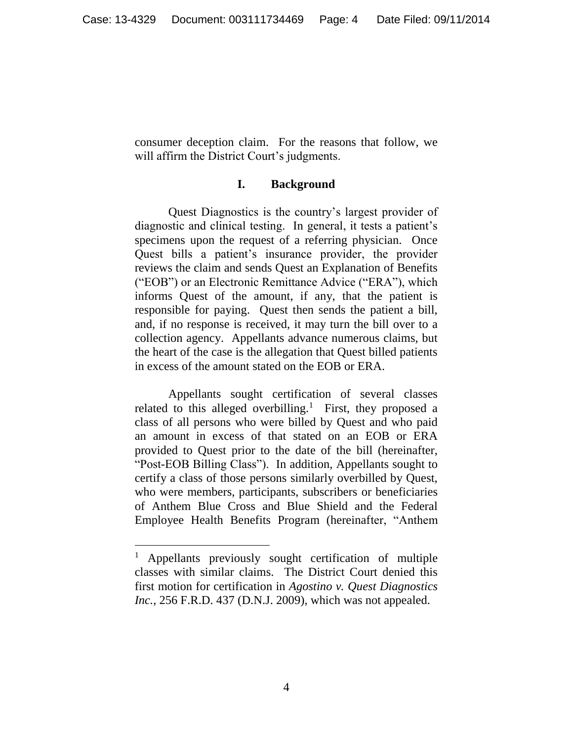consumer deception claim. For the reasons that follow, we will affirm the District Court's judgments.

## I. Background

Quest Diagnostics is the country's largest provider of diagnostic and clinical testing. In general, it tests a patient's specimens upon the request of a referring physician. Once Quest bills a patient's insurance provider, the provider reviews the claim and sends Quest an Explanation of Benefits ("EOB") or an Electronic Remittance Advice ("ERA"), which informs Quest of the amount, if any, that the patient is responsible for paying. Quest then sends the patient a bill, and, if no response is received, it may turn the bill over to a collection agency. Appellants advance numerous claims, but the heart of the case is the allegation that Quest billed patients in excess of the amount stated on the EOB or ERA.

Appellants sought certification of several classes related to this alleged overbilling.[1] First, they proposed a class of all persons who were billed by Quest and who paid an amount in excess of that stated on an EOB or ERA provided to Quest prior to the date of the bill (hereinafter, "Post-EOB Billing Class"). In addition, Appellants sought to certify a class of those persons similarly overbilled by Quest, who were members, participants, subscribers or beneficiaries of Anthem Blue Cross and Blue Shield and the Federal Employee Health Benefits Program (hereinafter, "Anthem

---

[1] Appellants previously sought certification of multiple classes with similar claims. The District Court denied this first motion for certification in *Agostino v. Quest Diagnostics Inc.*, 256 F.R.D. 437 (D.N.J. 2009), which was not appealed.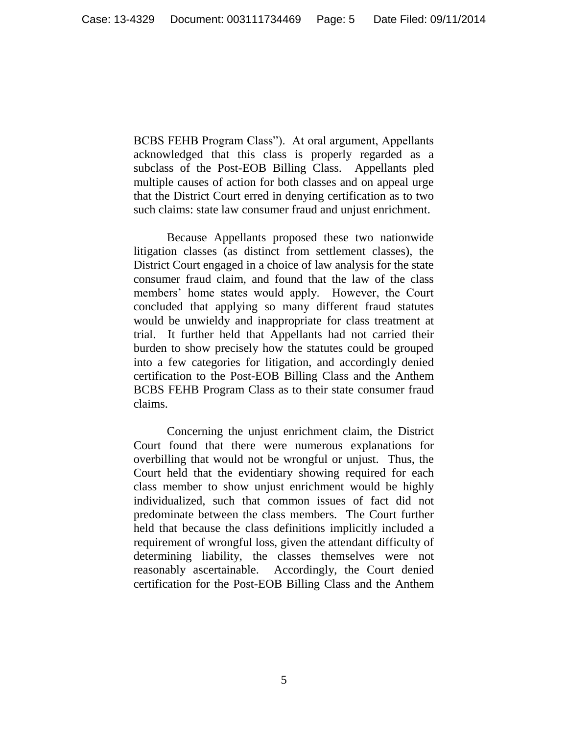BCBS FEHB Program Class"). At oral argument, Appellants acknowledged that this class is properly regarded as a subclass of the Post-EOB Billing Class. Appellants pled multiple causes of action for both classes and on appeal urge that the District Court erred in denying certification as to two such claims: state law consumer fraud and unjust enrichment.

Because Appellants proposed these two nationwide litigation classes (as distinct from settlement classes), the District Court engaged in a choice of law analysis for the state consumer fraud claim, and found that the law of the class members' home states would apply. However, the Court concluded that applying so many different fraud statutes would be unwieldy and inappropriate for class treatment at trial. It further held that Appellants had not carried their burden to show precisely how the statutes could be grouped into a few categories for litigation, and accordingly denied certification to the Post-EOB Billing Class and the Anthem BCBS FEHB Program Class as to their state consumer fraud claims.

Concerning the unjust enrichment claim, the District Court found that there were numerous explanations for overbilling that would not be wrongful or unjust. Thus, the Court held that the evidentiary showing required for each class member to show unjust enrichment would be highly individualized, such that common issues of fact did not predominate between the class members. The Court further held that because the class definitions implicitly included a requirement of wrongful loss, given the attendant difficulty of determining liability, the classes themselves were not reasonably ascertainable. Accordingly, the Court denied certification for the Post-EOB Billing Class and the Anthem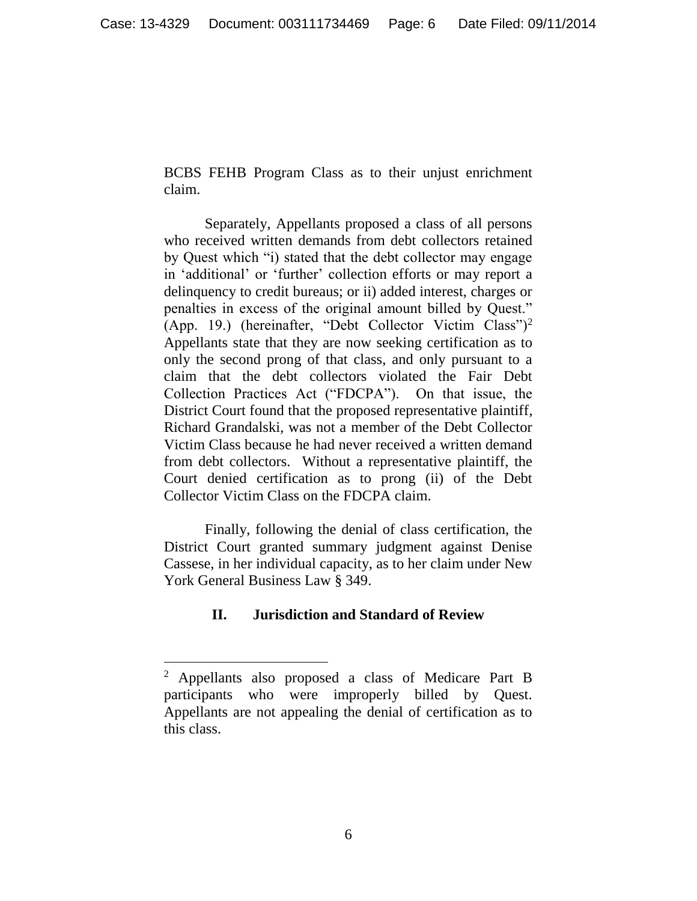BCBS FEHB Program Class as to their unjust enrichment claim.

Separately, Appellants proposed a class of all persons who received written demands from debt collectors retained by Quest which "i) stated that the debt collector may engage in 'additional' or 'further' collection efforts or may report a delinquency to credit bureaus; or ii) added interest, charges or penalties in excess of the original amount billed by Quest." (App. 19.) (hereinafter, "Debt Collector Victim Class")[2] Appellants state that they are now seeking certification as to only the second prong of that class, and only pursuant to a claim that the debt collectors violated the Fair Debt Collection Practices Act ("FDCPA"). On that issue, the District Court found that the proposed representative plaintiff, Richard Grandalski, was not a member of the Debt Collector Victim Class because he had never received a written demand from debt collectors. Without a representative plaintiff, the Court denied certification as to prong (ii) of the Debt Collector Victim Class on the FDCPA claim.

Finally, following the denial of class certification, the District Court granted summary judgment against Denise Cassese, in her individual capacity, as to her claim under New York General Business Law § 349.

## II. Jurisdiction and Standard of Review

[2] Appellants also proposed a class of Medicare Part B participants who were improperly billed by Quest. Appellants are not appealing the denial of certification as to this class.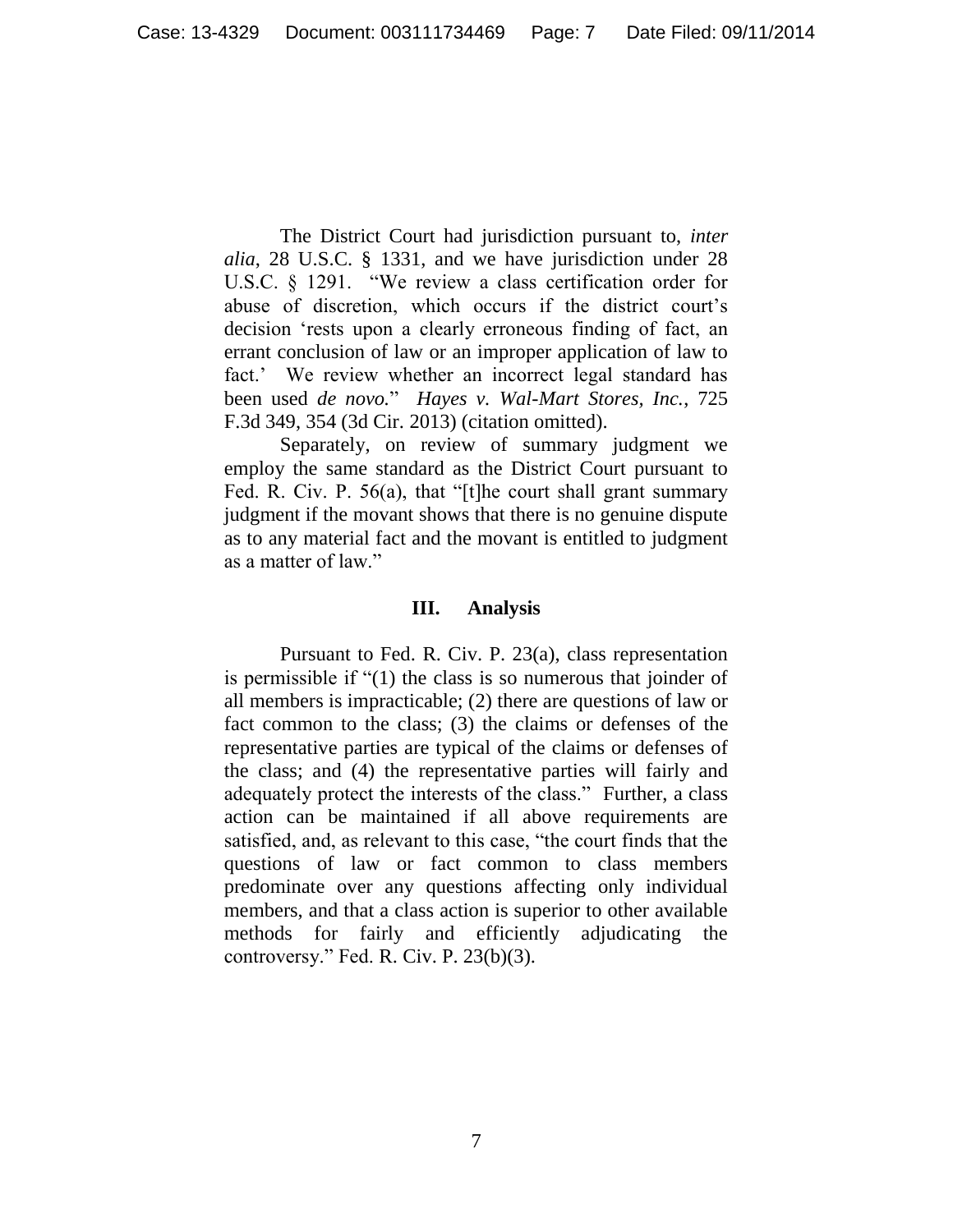The District Court had jurisdiction pursuant to, *inter alia*, 28 U.S.C. § 1331, and we have jurisdiction under 28 U.S.C. § 1291. "We review a class certification order for abuse of discretion, which occurs if the district court's decision 'rests upon a clearly erroneous finding of fact, an errant conclusion of law or an improper application of law to fact.' We review whether an incorrect legal standard has been used *de novo.*" *Hayes v. Wal-Mart Stores, Inc.*, 725 F.3d 349, 354 (3d Cir. 2013) (citation omitted).

Separately, on review of summary judgment we employ the same standard as the District Court pursuant to Fed. R. Civ. P. 56(a), that "[t]he court shall grant summary judgment if the movant shows that there is no genuine dispute as to any material fact and the movant is entitled to judgment as a matter of law."

## III. Analysis

Pursuant to Fed. R. Civ. P. 23(a), class representation is permissible if "(1) the class is so numerous that joinder of all members is impracticable; (2) there are questions of law or fact common to the class; (3) the claims or defenses of the representative parties are typical of the claims or defenses of the class; and (4) the representative parties will fairly and adequately protect the interests of the class." Further, a class action can be maintained if all above requirements are satisfied, and, as relevant to this case, "the court finds that the questions of law or fact common to class members predominate over any questions affecting only individual members, and that a class action is superior to other available methods for fairly and efficiently adjudicating the controversy." Fed. R. Civ. P. 23(b)(3).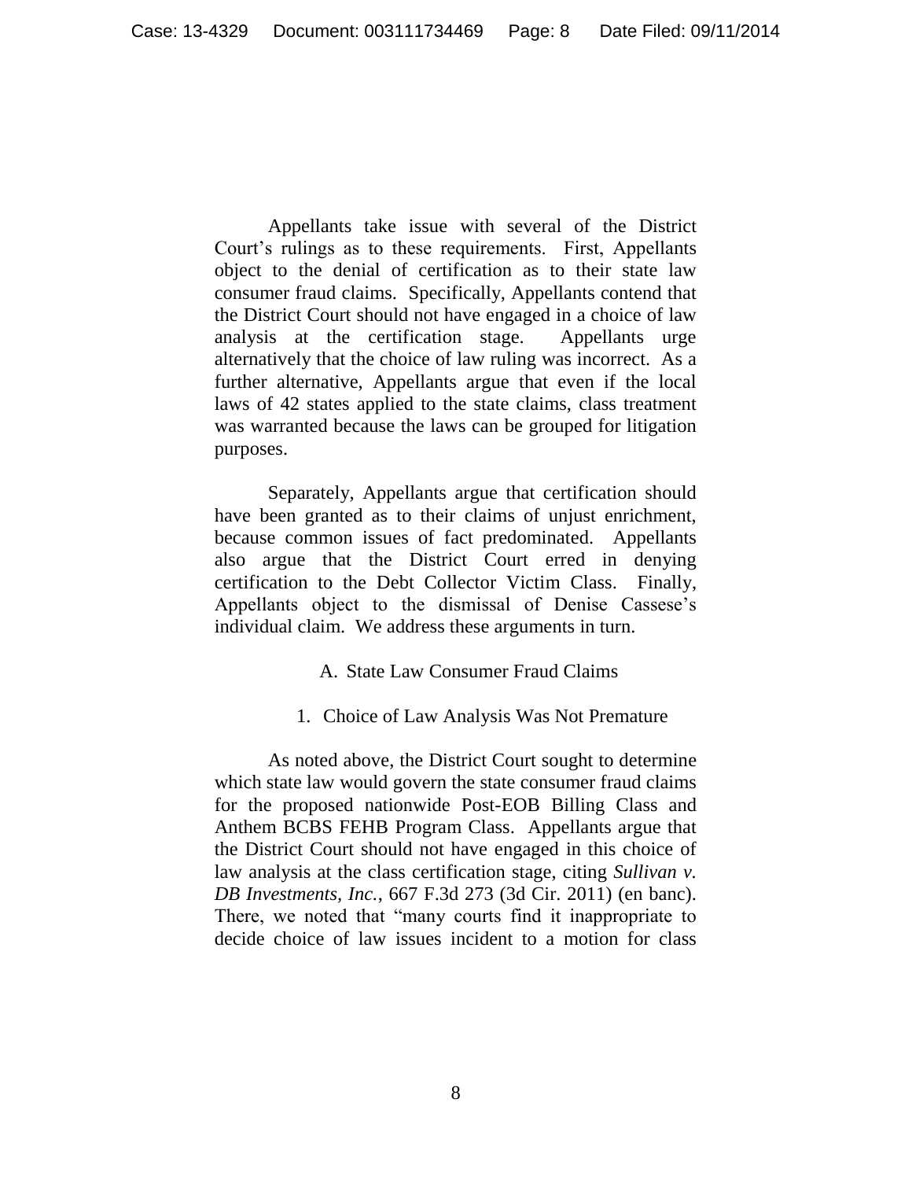Appellants take issue with several of the District Court's rulings as to these requirements. First, Appellants object to the denial of certification as to their state law consumer fraud claims. Specifically, Appellants contend that the District Court should not have engaged in a choice of law analysis at the certification stage. Appellants urge alternatively that the choice of law ruling was incorrect. As a further alternative, Appellants argue that even if the local laws of 42 states applied to the state claims, class treatment was warranted because the laws can be grouped for litigation purposes.

Separately, Appellants argue that certification should have been granted as to their claims of unjust enrichment, because common issues of fact predominated. Appellants also argue that the District Court erred in denying certification to the Debt Collector Victim Class. Finally, Appellants object to the dismissal of Denise Cassese's individual claim. We address these arguments in turn.

### A. State Law Consumer Fraud Claims

#### 1. Choice of Law Analysis Was Not Premature

As noted above, the District Court sought to determine which state law would govern the state consumer fraud claims for the proposed nationwide Post-EOB Billing Class and Anthem BCBS FEHB Program Class. Appellants argue that the District Court should not have engaged in this choice of law analysis at the class certification stage, citing *Sullivan v. DB Investments, Inc.*, 667 F.3d 273 (3d Cir. 2011) (en banc). There, we noted that "many courts find it inappropriate to decide choice of law issues incident to a motion for class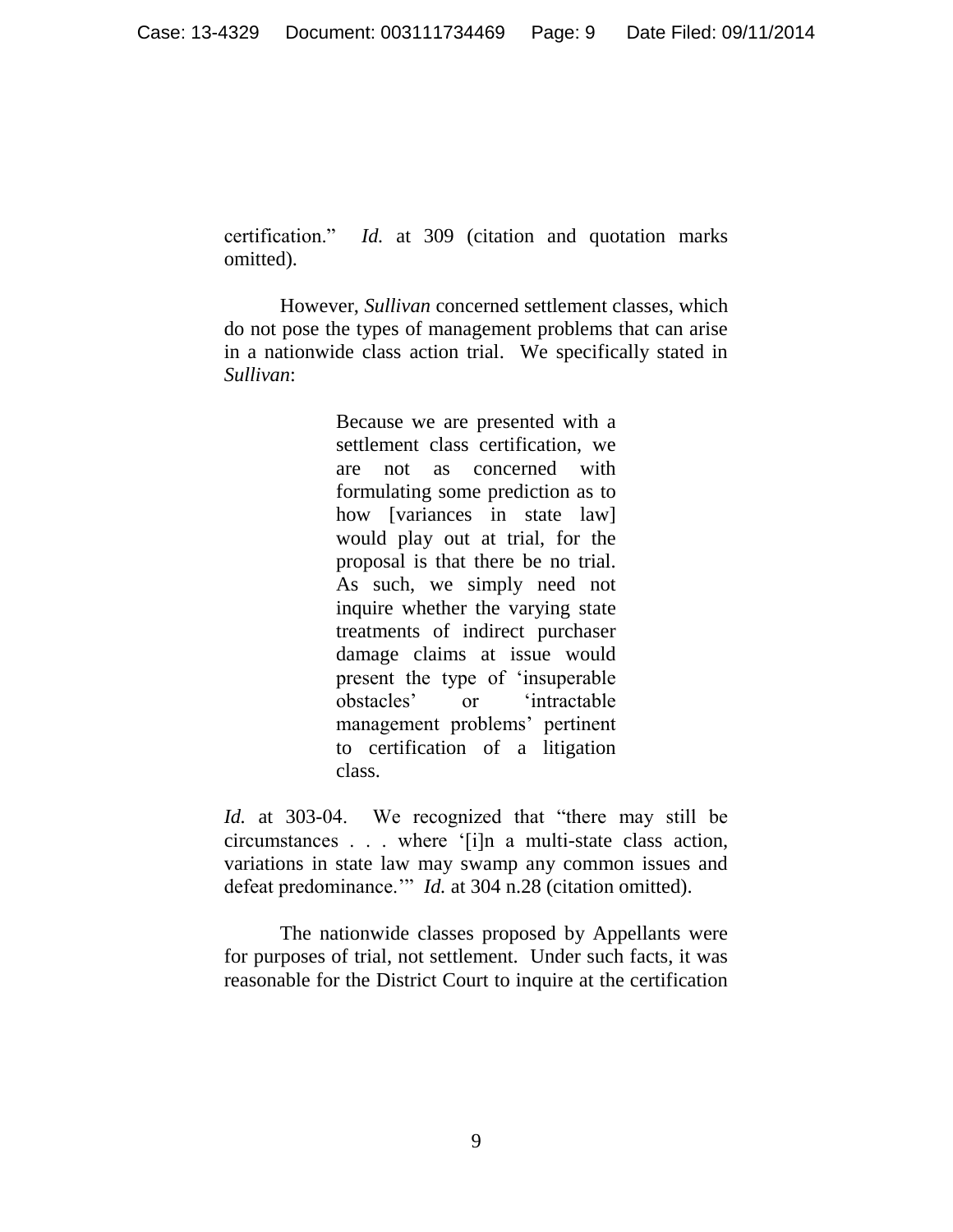certification." *Id.* at 309 (citation and quotation marks omitted).

However, *Sullivan* concerned settlement classes, which do not pose the types of management problems that can arise in a nationwide class action trial. We specifically stated in *Sullivan*:

> Because we are presented with a settlement class certification, we are not as concerned with formulating some prediction as to how [variances in state law] would play out at trial, for the proposal is that there be no trial. As such, we simply need not inquire whether the varying state treatments of indirect purchaser damage claims at issue would present the type of 'insuperable obstacles' or 'intractable management problems' pertinent to certification of a litigation class.

*Id.* at 303-04. We recognized that "there may still be circumstances . . . where '[i]n a multi-state class action, variations in state law may swamp any common issues and defeat predominance.'" *Id.* at 304 n.28 (citation omitted).

The nationwide classes proposed by Appellants were for purposes of trial, not settlement. Under such facts, it was reasonable for the District Court to inquire at the certification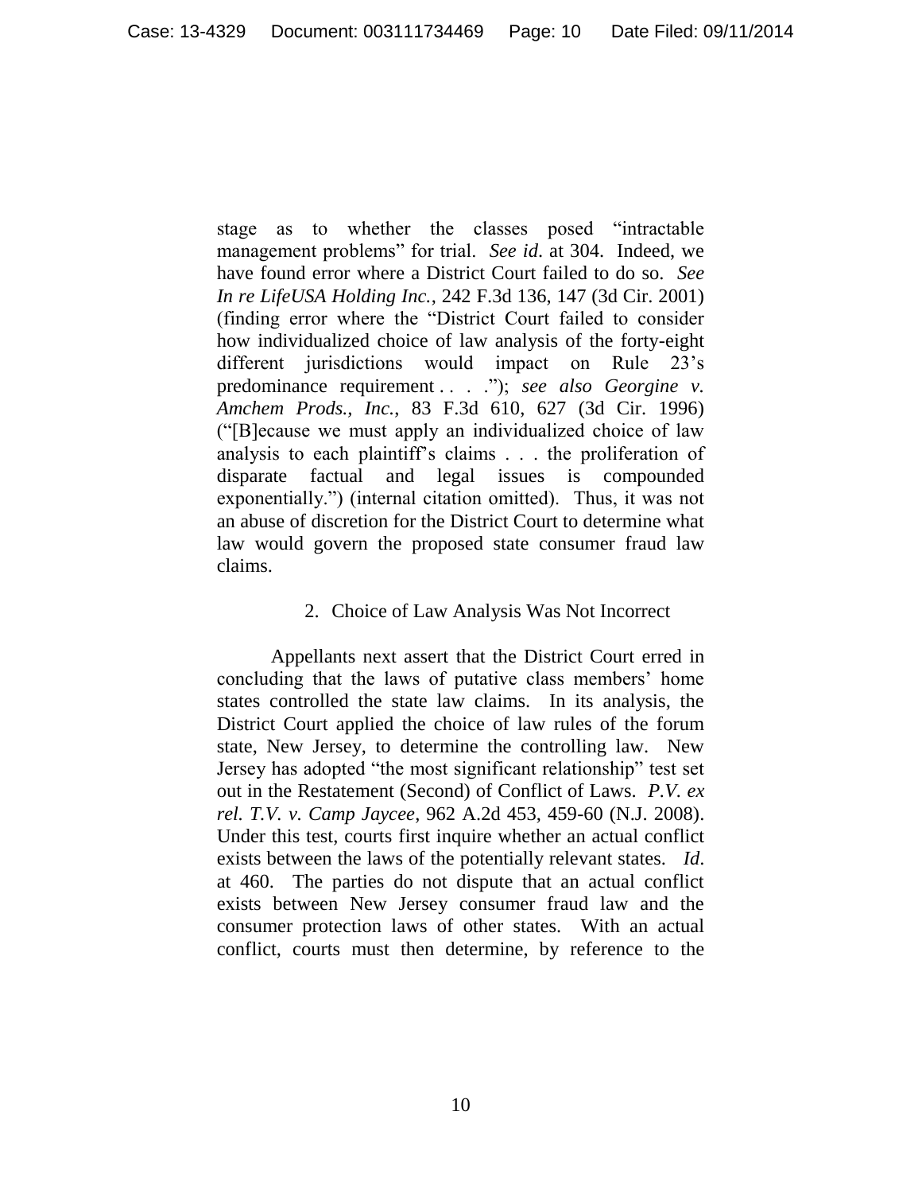stage as to whether the classes posed "intractable management problems" for trial. *See id*. at 304. Indeed, we have found error where a District Court failed to do so. *See In re LifeUSA Holding Inc.*, 242 F.3d 136, 147 (3d Cir. 2001) (finding error where the "District Court failed to consider how individualized choice of law analysis of the forty-eight different jurisdictions would impact on Rule 23's predominance requirement . . . ."); *see also Georgine v. Amchem Prods., Inc.*, 83 F.3d 610, 627 (3d Cir. 1996) ("[B]ecause we must apply an individualized choice of law analysis to each plaintiff's claims . . . the proliferation of disparate factual and legal issues is compounded exponentially.") (internal citation omitted). Thus, it was not an abuse of discretion for the District Court to determine what law would govern the proposed state consumer fraud law claims.

2. Choice of Law Analysis Was Not Incorrect

Appellants next assert that the District Court erred in concluding that the laws of putative class members' home states controlled the state law claims. In its analysis, the District Court applied the choice of law rules of the forum state, New Jersey, to determine the controlling law. New Jersey has adopted "the most significant relationship" test set out in the Restatement (Second) of Conflict of Laws. *P.V. ex rel. T.V. v. Camp Jaycee*, 962 A.2d 453, 459-60 (N.J. 2008). Under this test, courts first inquire whether an actual conflict exists between the laws of the potentially relevant states. *Id*. at 460. The parties do not dispute that an actual conflict exists between New Jersey consumer fraud law and the consumer protection laws of other states. With an actual conflict, courts must then determine, by reference to the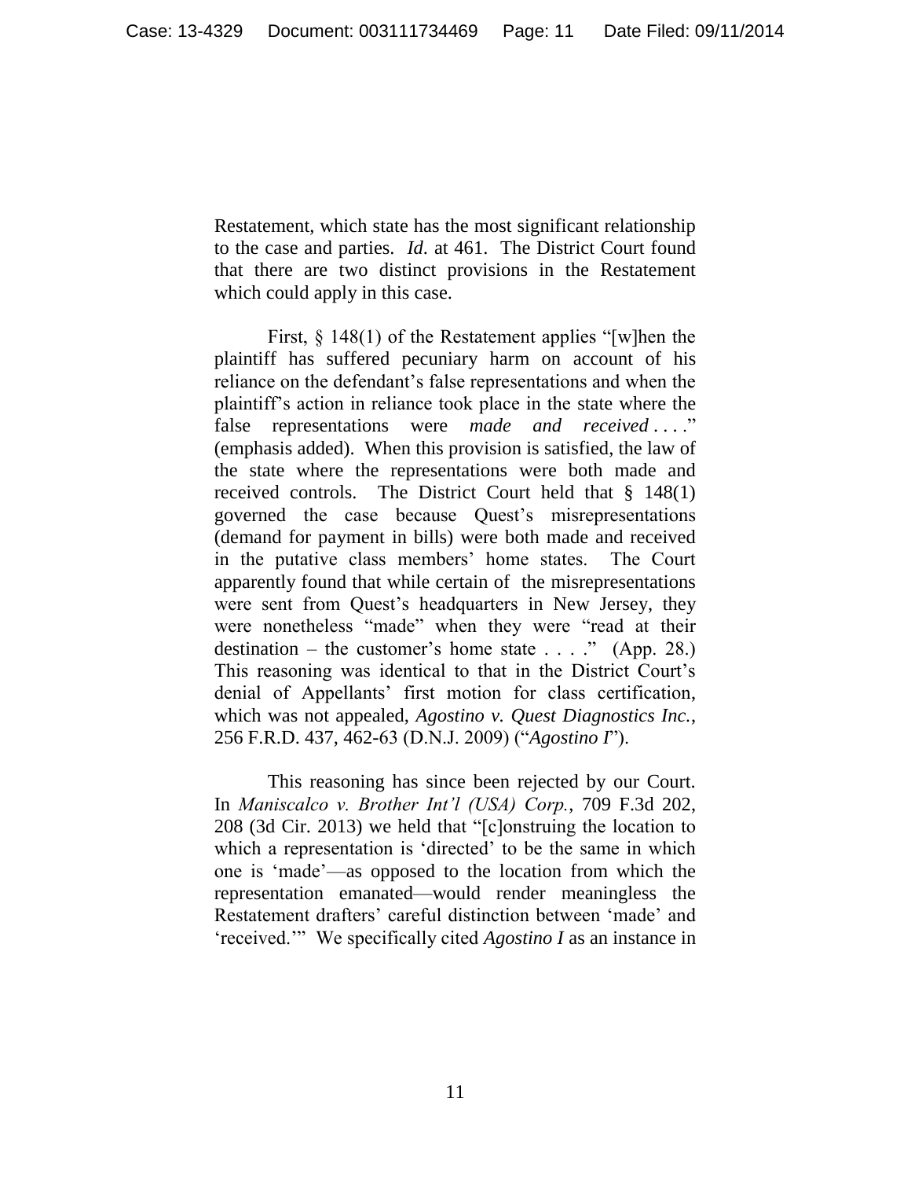Restatement, which state has the most significant relationship to the case and parties. *Id*. at 461. The District Court found that there are two distinct provisions in the Restatement which could apply in this case.

First, § 148(1) of the Restatement applies "[w]hen the plaintiff has suffered pecuniary harm on account of his reliance on the defendant's false representations and when the plaintiff's action in reliance took place in the state where the false representations were *made and received* . . . ." (emphasis added). When this provision is satisfied, the law of the state where the representations were both made and received controls. The District Court held that § 148(1) governed the case because Quest's misrepresentations (demand for payment in bills) were both made and received in the putative class members' home states. The Court apparently found that while certain of the misrepresentations were sent from Quest's headquarters in New Jersey, they were nonetheless "made" when they were "read at their destination – the customer's home state . . . ." (App. 28.) This reasoning was identical to that in the District Court's denial of Appellants' first motion for class certification, which was not appealed, *Agostino v. Quest Diagnostics Inc.*, 256 F.R.D. 437, 462-63 (D.N.J. 2009) ("*Agostino I*").

This reasoning has since been rejected by our Court. In *Maniscalco v. Brother Int'l (USA) Corp.*, 709 F.3d 202, 208 (3d Cir. 2013) we held that "[c]onstruing the location to which a representation is 'directed' to be the same in which one is 'made'—as opposed to the location from which the representation emanated—would render meaningless the Restatement drafters' careful distinction between 'made' and 'received.'" We specifically cited *Agostino I* as an instance in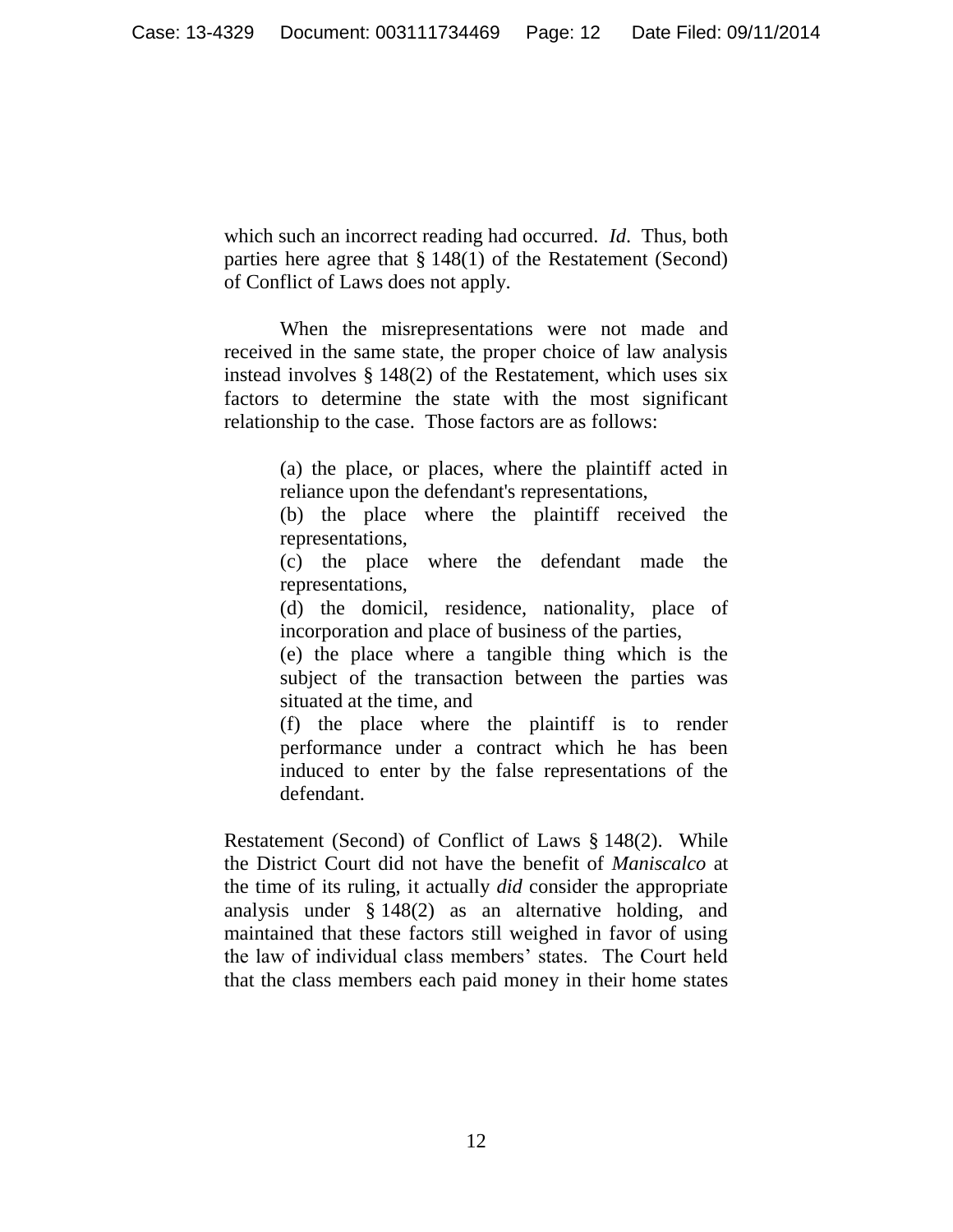which such an incorrect reading had occurred. *Id*. Thus, both parties here agree that § 148(1) of the Restatement (Second) of Conflict of Laws does not apply.

When the misrepresentations were not made and received in the same state, the proper choice of law analysis instead involves § 148(2) of the Restatement, which uses six factors to determine the state with the most significant relationship to the case. Those factors are as follows:

> (a) the place, or places, where the plaintiff acted in reliance upon the defendant's representations,
> (b) the place where the plaintiff received the representations,
> (c) the place where the defendant made the representations,
> (d) the domicil, residence, nationality, place of incorporation and place of business of the parties,
> (e) the place where a tangible thing which is the subject of the transaction between the parties was situated at the time, and
> (f) the place where the plaintiff is to render performance under a contract which he has been induced to enter by the false representations of the defendant.

Restatement (Second) of Conflict of Laws § 148(2). While the District Court did not have the benefit of *Maniscalco* at the time of its ruling, it actually *did* consider the appropriate analysis under § 148(2) as an alternative holding, and maintained that these factors still weighed in favor of using the law of individual class members' states. The Court held that the class members each paid money in their home states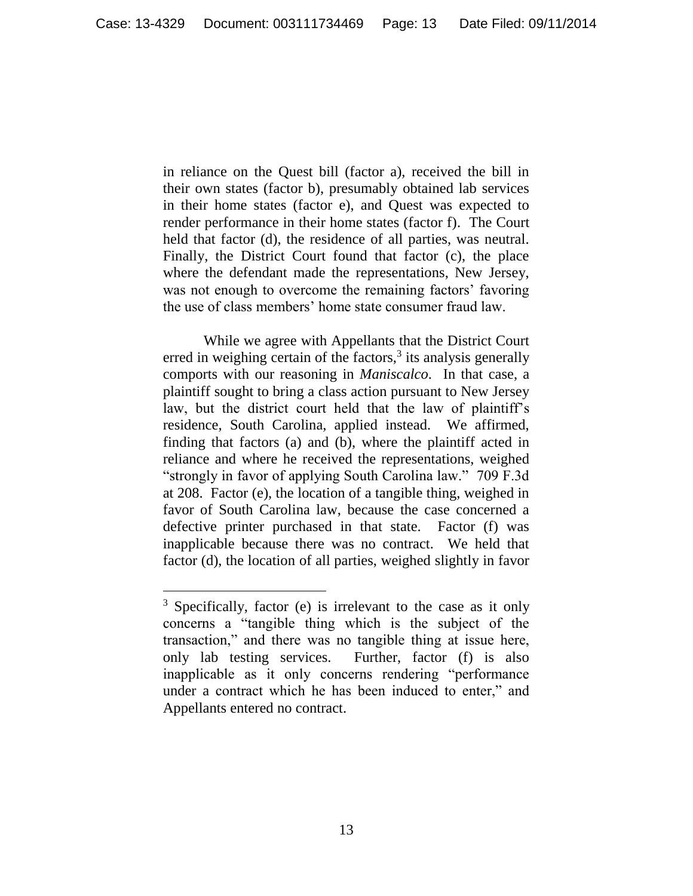in reliance on the Quest bill (factor a), received the bill in their own states (factor b), presumably obtained lab services in their home states (factor e), and Quest was expected to render performance in their home states (factor f). The Court held that factor (d), the residence of all parties, was neutral. Finally, the District Court found that factor (c), the place where the defendant made the representations, New Jersey, was not enough to overcome the remaining factors' favoring the use of class members' home state consumer fraud law.

While we agree with Appellants that the District Court erred in weighing certain of the factors,[3] its analysis generally comports with our reasoning in *Maniscalco*. In that case, a plaintiff sought to bring a class action pursuant to New Jersey law, but the district court held that the law of plaintiff's residence, South Carolina, applied instead. We affirmed, finding that factors (a) and (b), where the plaintiff acted in reliance and where he received the representations, weighed "strongly in favor of applying South Carolina law." 709 F.3d at 208. Factor (e), the location of a tangible thing, weighed in favor of South Carolina law, because the case concerned a defective printer purchased in that state. Factor (f) was inapplicable because there was no contract. We held that factor (d), the location of all parties, weighed slightly in favor

[3] Specifically, factor (e) is irrelevant to the case as it only concerns a "tangible thing which is the subject of the transaction," and there was no tangible thing at issue here, only lab testing services. Further, factor (f) is also inapplicable as it only concerns rendering "performance under a contract which he has been induced to enter," and Appellants entered no contract.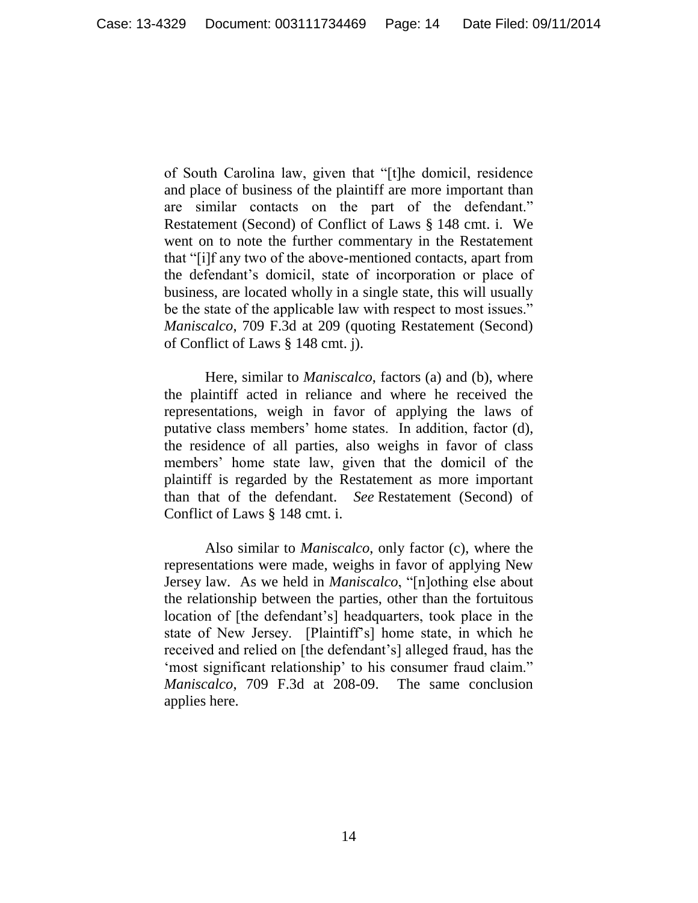of South Carolina law, given that "[t]he domicil, residence and place of business of the plaintiff are more important than are similar contacts on the part of the defendant." Restatement (Second) of Conflict of Laws § 148 cmt. i. We went on to note the further commentary in the Restatement that "[i]f any two of the above-mentioned contacts, apart from the defendant's domicil, state of incorporation or place of business, are located wholly in a single state, this will usually be the state of the applicable law with respect to most issues." *Maniscalco*, 709 F.3d at 209 (quoting Restatement (Second) of Conflict of Laws § 148 cmt. j).

Here, similar to *Maniscalco*, factors (a) and (b), where the plaintiff acted in reliance and where he received the representations, weigh in favor of applying the laws of putative class members' home states. In addition, factor (d), the residence of all parties, also weighs in favor of class members' home state law, given that the domicil of the plaintiff is regarded by the Restatement as more important than that of the defendant. *See* Restatement (Second) of Conflict of Laws § 148 cmt. i.

Also similar to *Maniscalco*, only factor (c), where the representations were made, weighs in favor of applying New Jersey law. As we held in *Maniscalco*, "[n]othing else about the relationship between the parties, other than the fortuitous location of [the defendant's] headquarters, took place in the state of New Jersey. [Plaintiff's] home state, in which he received and relied on [the defendant's] alleged fraud, has the 'most significant relationship' to his consumer fraud claim." *Maniscalco*, 709 F.3d at 208-09. The same conclusion applies here.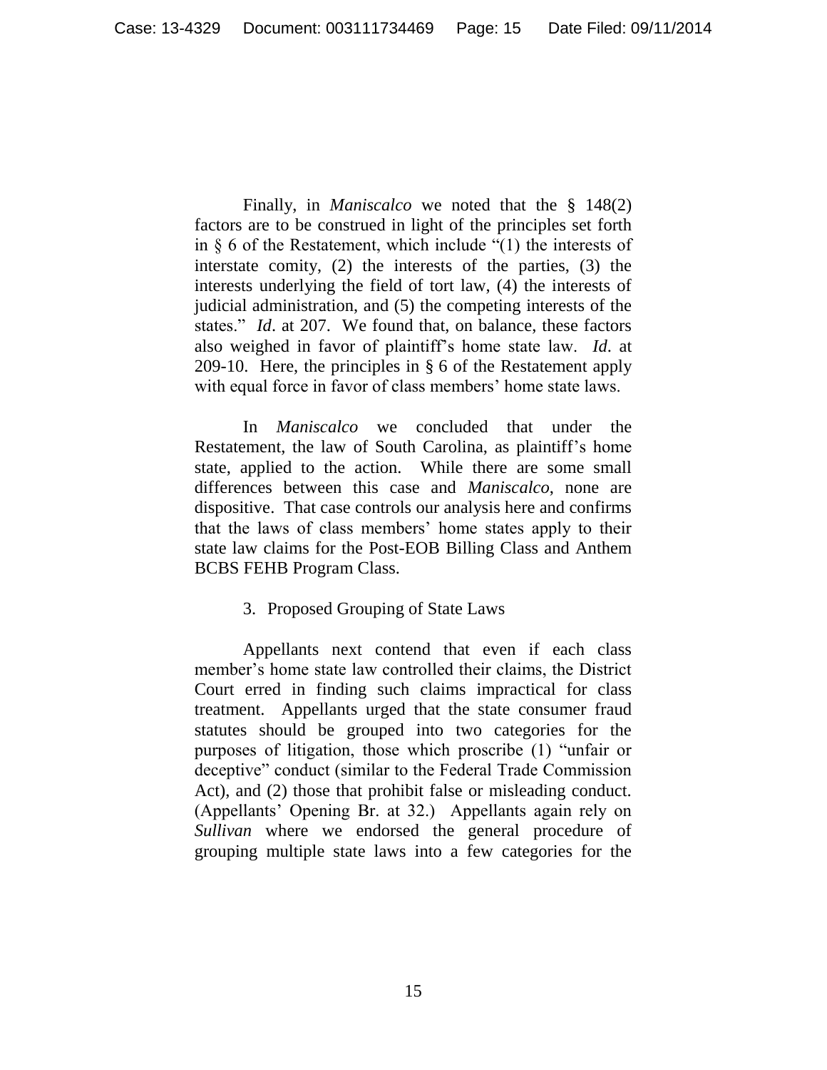Finally, in *Maniscalco* we noted that the § 148(2) factors are to be construed in light of the principles set forth in § 6 of the Restatement, which include "(1) the interests of interstate comity, (2) the interests of the parties, (3) the interests underlying the field of tort law, (4) the interests of judicial administration, and (5) the competing interests of the states." *Id*. at 207. We found that, on balance, these factors also weighed in favor of plaintiff's home state law. *Id*. at 209-10. Here, the principles in § 6 of the Restatement apply with equal force in favor of class members' home state laws.

In *Maniscalco* we concluded that under the Restatement, the law of South Carolina, as plaintiff's home state, applied to the action. While there are some small differences between this case and *Maniscalco*, none are dispositive. That case controls our analysis here and confirms that the laws of class members' home states apply to their state law claims for the Post-EOB Billing Class and Anthem BCBS FEHB Program Class.

3. Proposed Grouping of State Laws

Appellants next contend that even if each class member's home state law controlled their claims, the District Court erred in finding such claims impractical for class treatment. Appellants urged that the state consumer fraud statutes should be grouped into two categories for the purposes of litigation, those which proscribe (1) "unfair or deceptive" conduct (similar to the Federal Trade Commission Act), and (2) those that prohibit false or misleading conduct. (Appellants' Opening Br. at 32.) Appellants again rely on *Sullivan* where we endorsed the general procedure of grouping multiple state laws into a few categories for the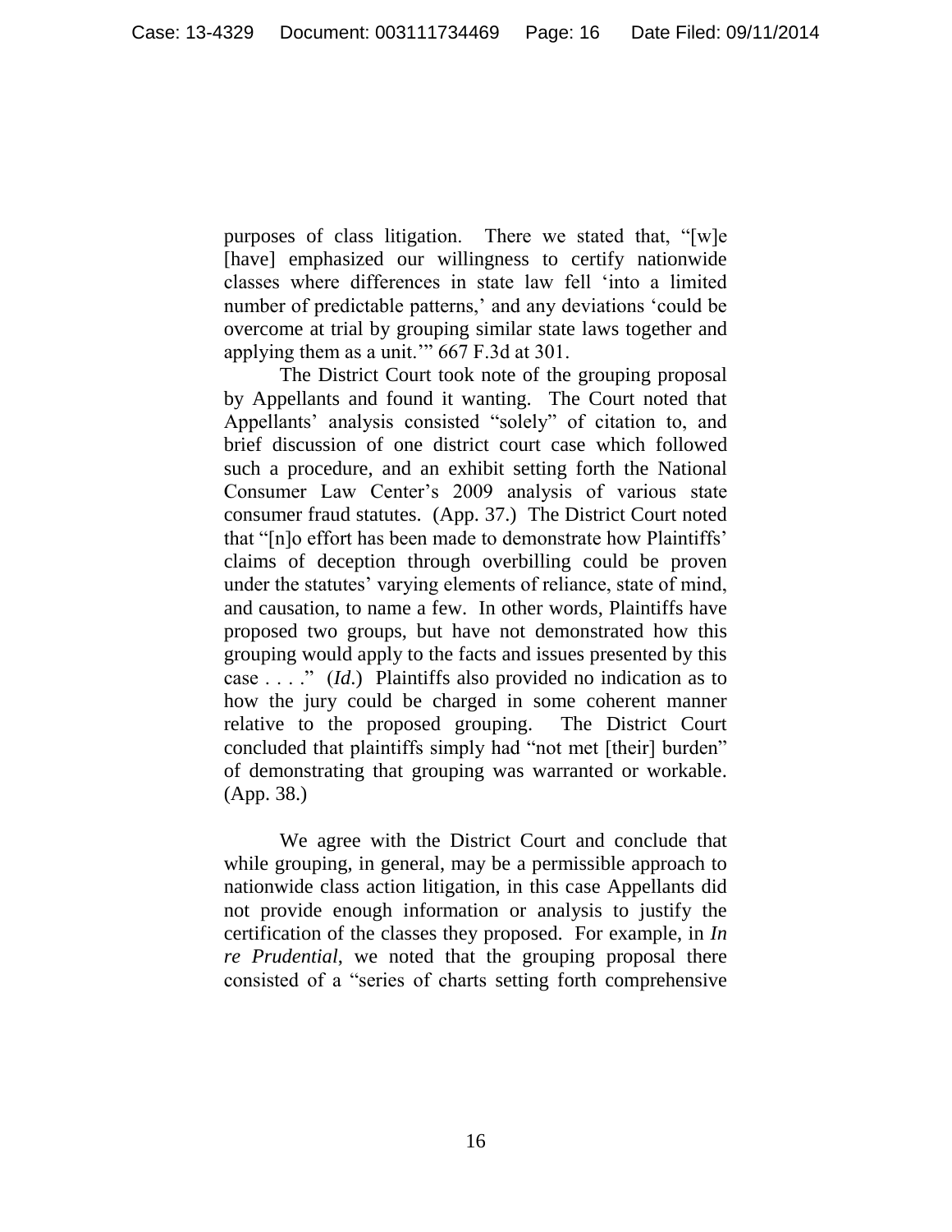purposes of class litigation. There we stated that, "[w]e [have] emphasized our willingness to certify nationwide classes where differences in state law fell 'into a limited number of predictable patterns,' and any deviations 'could be overcome at trial by grouping similar state laws together and applying them as a unit.'" 667 F.3d at 301.

The District Court took note of the grouping proposal by Appellants and found it wanting. The Court noted that Appellants' analysis consisted "solely" of citation to, and brief discussion of one district court case which followed such a procedure, and an exhibit setting forth the National Consumer Law Center's 2009 analysis of various state consumer fraud statutes. (App. 37.) The District Court noted that "[n]o effort has been made to demonstrate how Plaintiffs' claims of deception through overbilling could be proven under the statutes' varying elements of reliance, state of mind, and causation, to name a few. In other words, Plaintiffs have proposed two groups, but have not demonstrated how this grouping would apply to the facts and issues presented by this case . . . ." (*Id.*) Plaintiffs also provided no indication as to how the jury could be charged in some coherent manner relative to the proposed grouping. The District Court concluded that plaintiffs simply had "not met [their] burden" of demonstrating that grouping was warranted or workable. (App. 38.)

We agree with the District Court and conclude that while grouping, in general, may be a permissible approach to nationwide class action litigation, in this case Appellants did not provide enough information or analysis to justify the certification of the classes they proposed. For example, in *In re Prudential*, we noted that the grouping proposal there consisted of a "series of charts setting forth comprehensive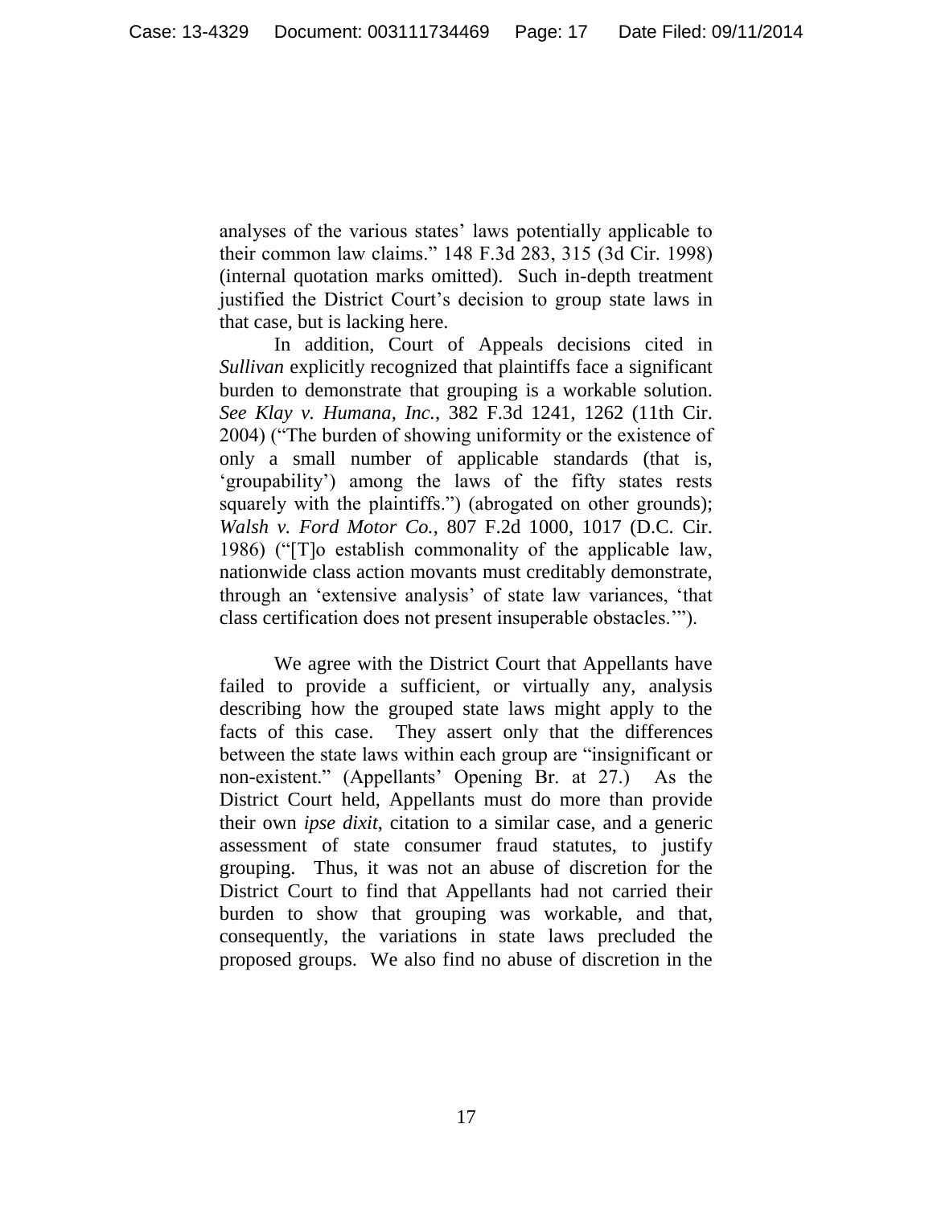analyses of the various states' laws potentially applicable to their common law claims." 148 F.3d 283, 315 (3d Cir. 1998) (internal quotation marks omitted). Such in-depth treatment justified the District Court's decision to group state laws in that case, but is lacking here.

In addition, Court of Appeals decisions cited in *Sullivan* explicitly recognized that plaintiffs face a significant burden to demonstrate that grouping is a workable solution. *See Klay v. Humana, Inc.*, 382 F.3d 1241, 1262 (11th Cir. 2004) ("The burden of showing uniformity or the existence of only a small number of applicable standards (that is, 'groupability') among the laws of the fifty states rests squarely with the plaintiffs.") (abrogated on other grounds); *Walsh v. Ford Motor Co.*, 807 F.2d 1000, 1017 (D.C. Cir. 1986) ("[T]o establish commonality of the applicable law, nationwide class action movants must creditably demonstrate, through an 'extensive analysis' of state law variances, 'that class certification does not present insuperable obstacles.'").

We agree with the District Court that Appellants have failed to provide a sufficient, or virtually any, analysis describing how the grouped state laws might apply to the facts of this case. They assert only that the differences between the state laws within each group are "insignificant or non-existent." (Appellants' Opening Br. at 27.) As the District Court held, Appellants must do more than provide their own *ipse dixit*, citation to a similar case, and a generic assessment of state consumer fraud statutes, to justify grouping. Thus, it was not an abuse of discretion for the District Court to find that Appellants had not carried their burden to show that grouping was workable, and that, consequently, the variations in state laws precluded the proposed groups. We also find no abuse of discretion in the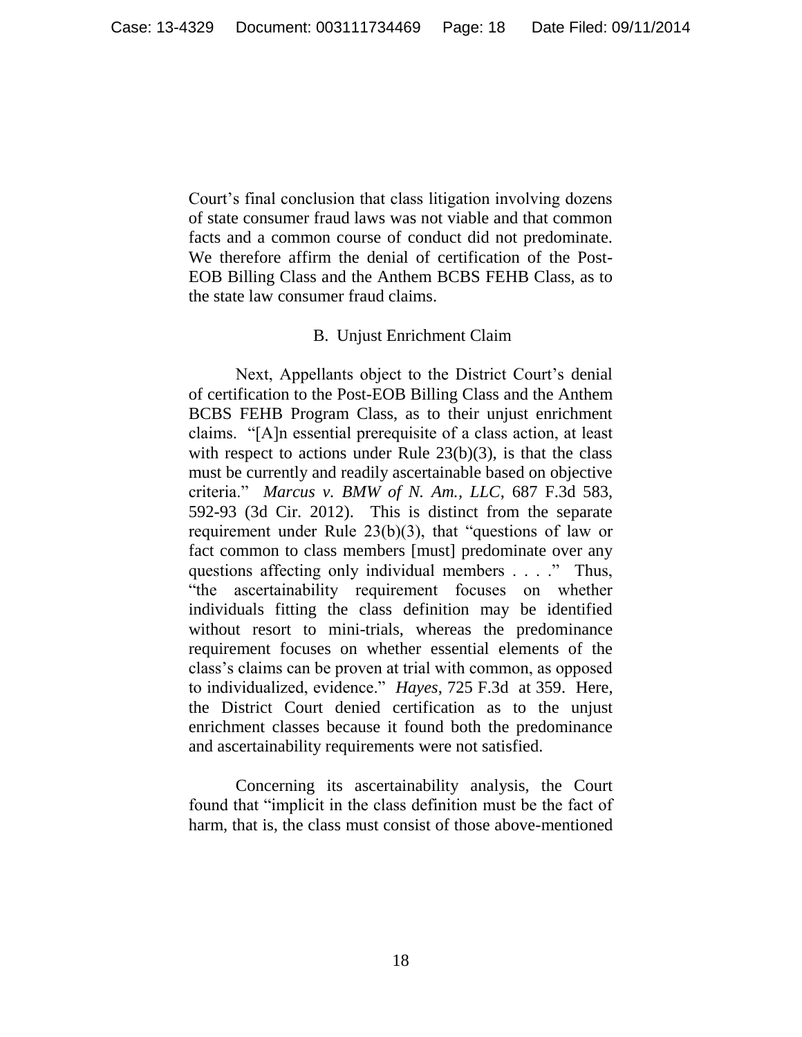Court's final conclusion that class litigation involving dozens of state consumer fraud laws was not viable and that common facts and a common course of conduct did not predominate. We therefore affirm the denial of certification of the Post-EOB Billing Class and the Anthem BCBS FEHB Class, as to the state law consumer fraud claims.

### B. Unjust Enrichment Claim

Next, Appellants object to the District Court's denial of certification to the Post-EOB Billing Class and the Anthem BCBS FEHB Program Class, as to their unjust enrichment claims. "[A]n essential prerequisite of a class action, at least with respect to actions under Rule 23(b)(3), is that the class must be currently and readily ascertainable based on objective criteria." *Marcus v. BMW of N. Am., LLC*, 687 F.3d 583, 592-93 (3d Cir. 2012). This is distinct from the separate requirement under Rule 23(b)(3), that "questions of law or fact common to class members [must] predominate over any questions affecting only individual members . . . ." Thus, "the ascertainability requirement focuses on whether individuals fitting the class definition may be identified without resort to mini-trials, whereas the predominance requirement focuses on whether essential elements of the class's claims can be proven at trial with common, as opposed to individualized, evidence." *Hayes*, 725 F.3d at 359. Here, the District Court denied certification as to the unjust enrichment classes because it found both the predominance and ascertainability requirements were not satisfied.

Concerning its ascertainability analysis, the Court found that "implicit in the class definition must be the fact of harm, that is, the class must consist of those above-mentioned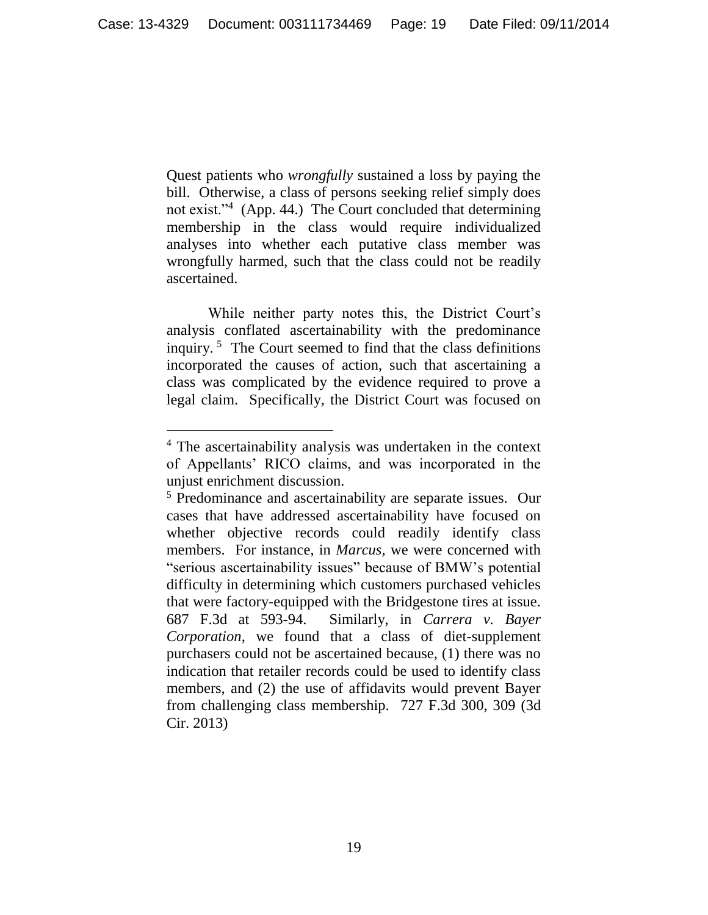Quest patients who *wrongfully* sustained a loss by paying the bill. Otherwise, a class of persons seeking relief simply does not exist."[4] (App. 44.) The Court concluded that determining membership in the class would require individualized analyses into whether each putative class member was wrongfully harmed, such that the class could not be readily ascertained.

While neither party notes this, the District Court's analysis conflated ascertainability with the predominance inquiry.[5] The Court seemed to find that the class definitions incorporated the causes of action, such that ascertaining a class was complicated by the evidence required to prove a legal claim. Specifically, the District Court was focused on

---

[4] The ascertainability analysis was undertaken in the context of Appellants' RICO claims, and was incorporated in the unjust enrichment discussion.

[5] Predominance and ascertainability are separate issues. Our cases that have addressed ascertainability have focused on whether objective records could readily identify class members. For instance, in *Marcus*, we were concerned with "serious ascertainability issues" because of BMW's potential difficulty in determining which customers purchased vehicles that were factory-equipped with the Bridgestone tires at issue. 687 F.3d at 593-94. Similarly, in *Carrera v. Bayer Corporation*, we found that a class of diet-supplement purchasers could not be ascertained because, (1) there was no indication that retailer records could be used to identify class members, and (2) the use of affidavits would prevent Bayer from challenging class membership. 727 F.3d 300, 309 (3d Cir. 2013)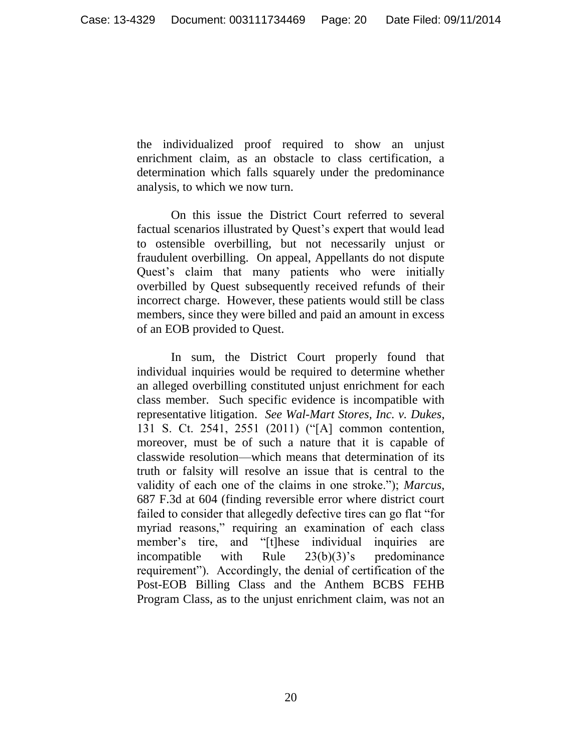the individualized proof required to show an unjust enrichment claim, as an obstacle to class certification, a determination which falls squarely under the predominance analysis, to which we now turn.

On this issue the District Court referred to several factual scenarios illustrated by Quest's expert that would lead to ostensible overbilling, but not necessarily unjust or fraudulent overbilling. On appeal, Appellants do not dispute Quest's claim that many patients who were initially overbilled by Quest subsequently received refunds of their incorrect charge. However, these patients would still be class members, since they were billed and paid an amount in excess of an EOB provided to Quest.

In sum, the District Court properly found that individual inquiries would be required to determine whether an alleged overbilling constituted unjust enrichment for each class member. Such specific evidence is incompatible with representative litigation. *See Wal-Mart Stores, Inc. v. Dukes*, 131 S. Ct. 2541, 2551 (2011) ("[A] common contention, moreover, must be of such a nature that it is capable of classwide resolution—which means that determination of its truth or falsity will resolve an issue that is central to the validity of each one of the claims in one stroke."); *Marcus*, 687 F.3d at 604 (finding reversible error where district court failed to consider that allegedly defective tires can go flat "for myriad reasons," requiring an examination of each class member's tire, and "[t]hese individual inquiries are incompatible with Rule 23(b)(3)'s predominance requirement"). Accordingly, the denial of certification of the Post-EOB Billing Class and the Anthem BCBS FEHB Program Class, as to the unjust enrichment claim, was not an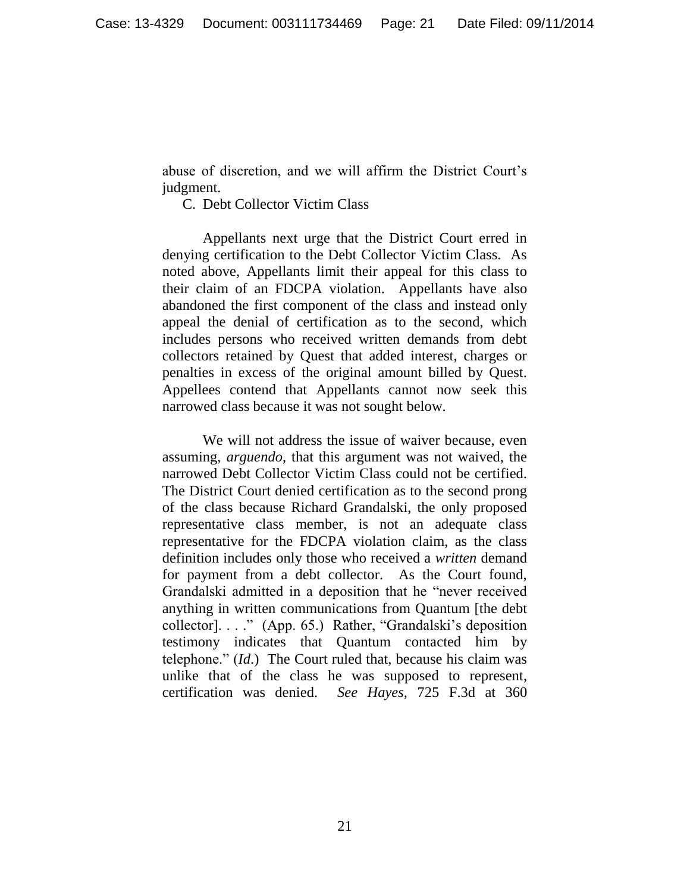abuse of discretion, and we will affirm the District Court's judgment.

C. Debt Collector Victim Class

Appellants next urge that the District Court erred in denying certification to the Debt Collector Victim Class. As noted above, Appellants limit their appeal for this class to their claim of an FDCPA violation. Appellants have also abandoned the first component of the class and instead only appeal the denial of certification as to the second, which includes persons who received written demands from debt collectors retained by Quest that added interest, charges or penalties in excess of the original amount billed by Quest. Appellees contend that Appellants cannot now seek this narrowed class because it was not sought below.

We will not address the issue of waiver because, even assuming, *arguendo*, that this argument was not waived, the narrowed Debt Collector Victim Class could not be certified. The District Court denied certification as to the second prong of the class because Richard Grandalski, the only proposed representative class member, is not an adequate class representative for the FDCPA violation claim, as the class definition includes only those who received a *written* demand for payment from a debt collector. As the Court found, Grandalski admitted in a deposition that he "never received anything in written communications from Quantum [the debt collector]. . . ." (App. 65.) Rather, "Grandalski's deposition testimony indicates that Quantum contacted him by telephone." (*Id.*) The Court ruled that, because his claim was unlike that of the class he was supposed to represent, certification was denied. *See Hayes*, 725 F.3d at 360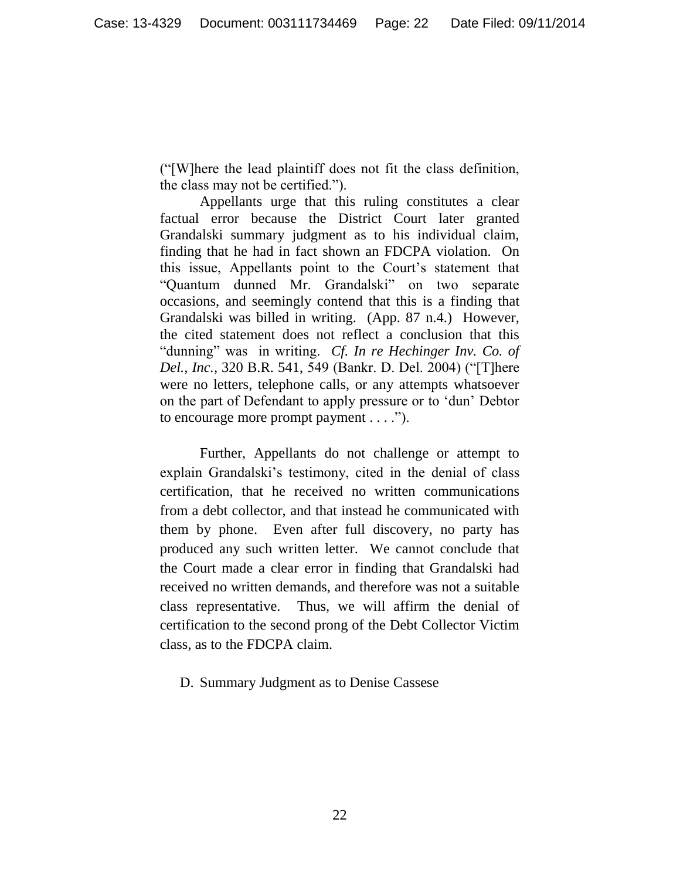(“[W]here the lead plaintiff does not fit the class definition, the class may not be certified.”).

Appellants urge that this ruling constitutes a clear factual error because the District Court later granted Grandalski summary judgment as to his individual claim, finding that he had in fact shown an FDCPA violation. On this issue, Appellants point to the Court’s statement that “Quantum dunned Mr. Grandalski” on two separate occasions, and seemingly contend that this is a finding that Grandalski was billed in writing. (App. 87 n.4.) However, the cited statement does not reflect a conclusion that this “dunning” was in writing. *Cf. In re Hechinger Inv. Co. of Del., Inc.*, 320 B.R. 541, 549 (Bankr. D. Del. 2004) (“[T]here were no letters, telephone calls, or any attempts whatsoever on the part of Defendant to apply pressure or to ‘dun’ Debtor to encourage more prompt payment . . . .”).

Further, Appellants do not challenge or attempt to explain Grandalski’s testimony, cited in the denial of class certification, that he received no written communications from a debt collector, and that instead he communicated with them by phone. Even after full discovery, no party has produced any such written letter. We cannot conclude that the Court made a clear error in finding that Grandalski had received no written demands, and therefore was not a suitable class representative. Thus, we will affirm the denial of certification to the second prong of the Debt Collector Victim class, as to the FDCPA claim.

D. Summary Judgment as to Denise Cassese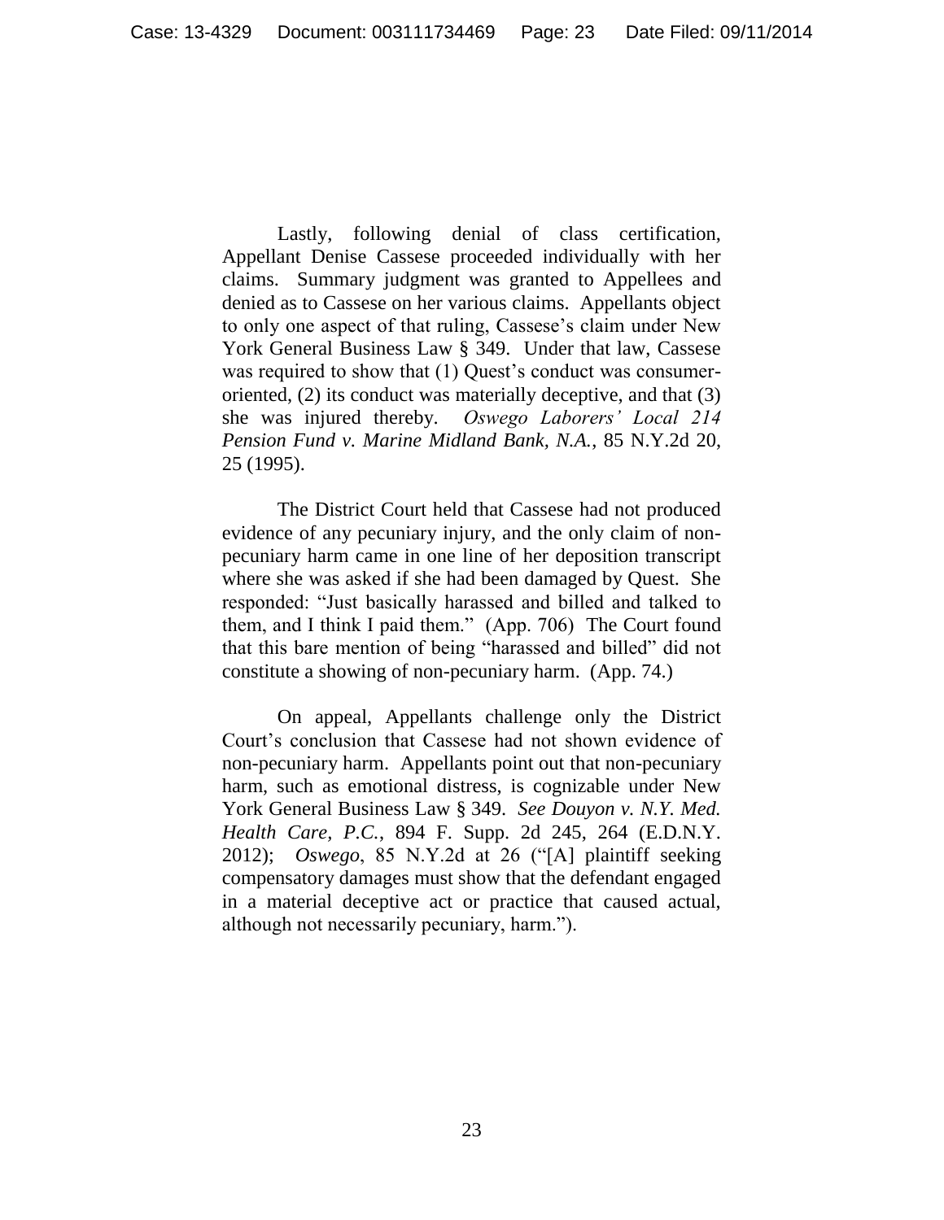Lastly, following denial of class certification, Appellant Denise Cassese proceeded individually with her claims. Summary judgment was granted to Appellees and denied as to Cassese on her various claims. Appellants object to only one aspect of that ruling, Cassese's claim under New York General Business Law § 349. Under that law, Cassese was required to show that (1) Quest's conduct was consumer-oriented, (2) its conduct was materially deceptive, and that (3) she was injured thereby. *Oswego Laborers' Local 214 Pension Fund v. Marine Midland Bank, N.A.*, 85 N.Y.2d 20, 25 (1995).

The District Court held that Cassese had not produced evidence of any pecuniary injury, and the only claim of non-pecuniary harm came in one line of her deposition transcript where she was asked if she had been damaged by Quest. She responded: "Just basically harassed and billed and talked to them, and I think I paid them." (App. 706) The Court found that this bare mention of being "harassed and billed" did not constitute a showing of non-pecuniary harm. (App. 74.)

On appeal, Appellants challenge only the District Court's conclusion that Cassese had not shown evidence of non-pecuniary harm. Appellants point out that non-pecuniary harm, such as emotional distress, is cognizable under New York General Business Law § 349. *See Douyon v. N.Y. Med. Health Care, P.C.*, 894 F. Supp. 2d 245, 264 (E.D.N.Y. 2012); *Oswego*, 85 N.Y.2d at 26 ("[A] plaintiff seeking compensatory damages must show that the defendant engaged in a material deceptive act or practice that caused actual, although not necessarily pecuniary, harm.").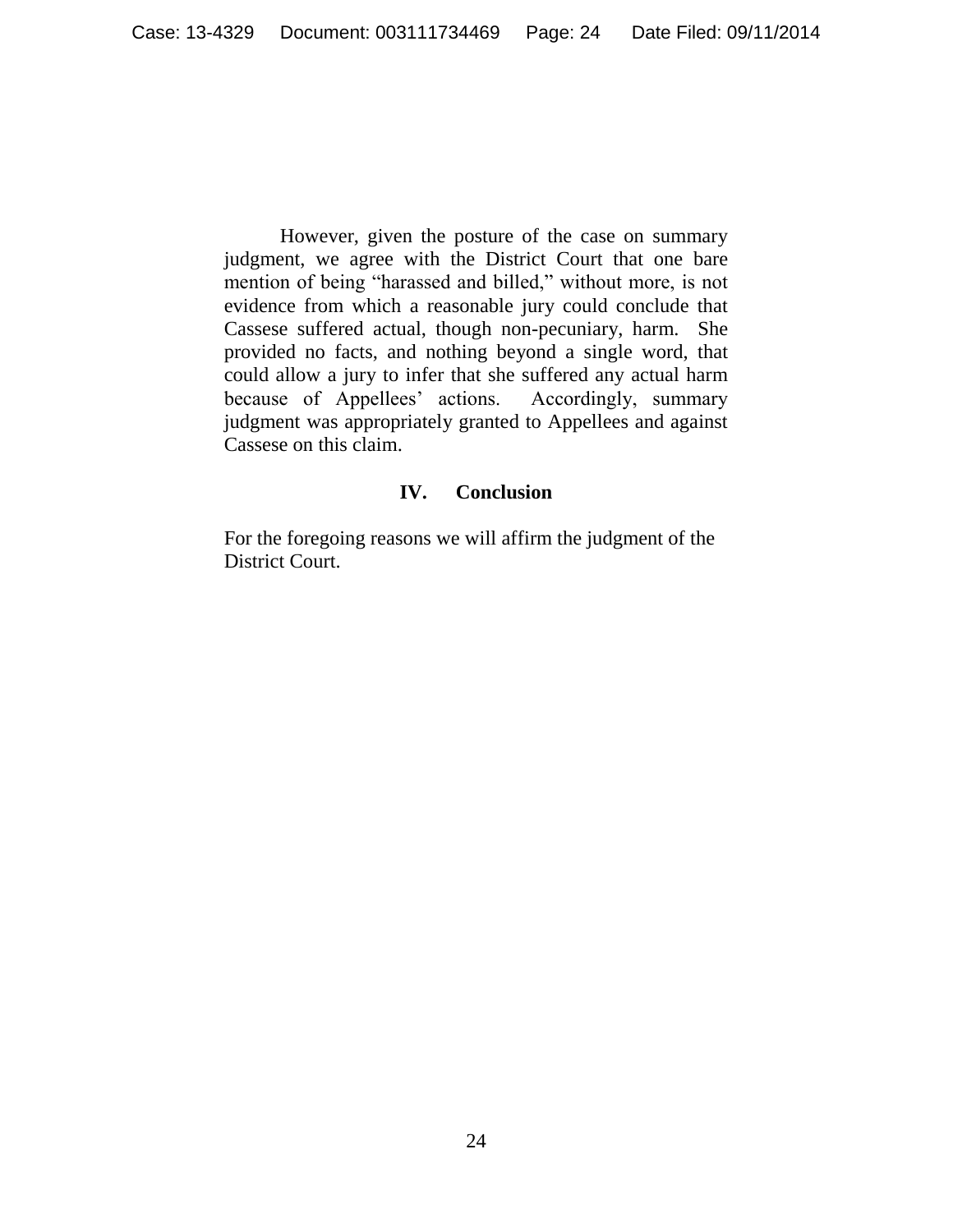However, given the posture of the case on summary judgment, we agree with the District Court that one bare mention of being "harassed and billed," without more, is not evidence from which a reasonable jury could conclude that Cassese suffered actual, though non-pecuniary, harm. She provided no facts, and nothing beyond a single word, that could allow a jury to infer that she suffered any actual harm because of Appellees' actions. Accordingly, summary judgment was appropriately granted to Appellees and against Cassese on this claim.

## IV. Conclusion

For the foregoing reasons we will affirm the judgment of the District Court.